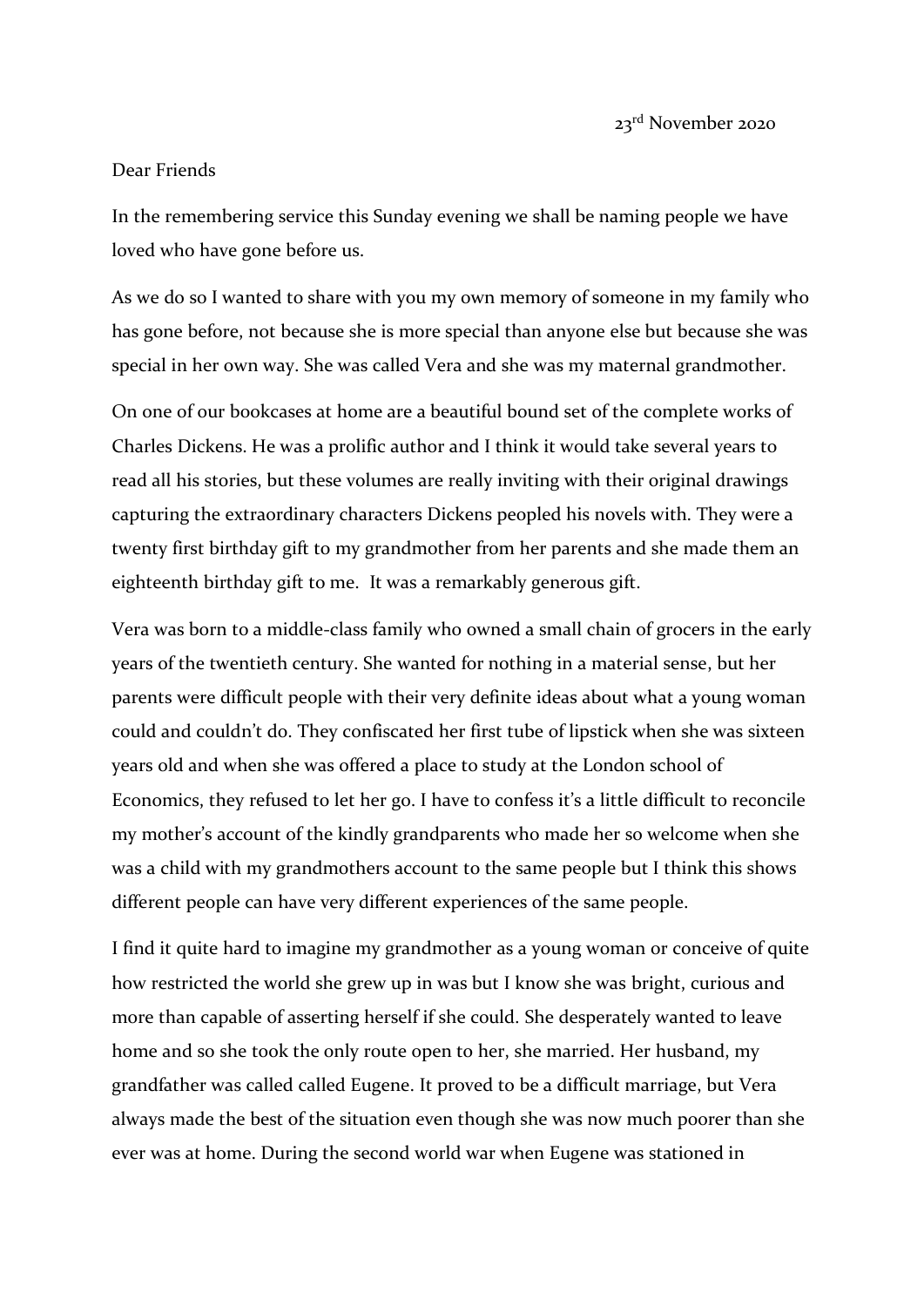23rd November 2020

Dear Friends

In the remembering service this Sunday evening we shall be naming people we have loved who have gone before us.

As we do so I wanted to share with you my own memory of someone in my family who has gone before, not because she is more special than anyone else but because she was special in her own way. She was called Vera and she was my maternal grandmother.

On one of our bookcases at home are a beautiful bound set of the complete works of Charles Dickens. He was a prolific author and I think it would take several years to read all his stories, but these volumes are really inviting with their original drawings capturing the extraordinary characters Dickens peopled his novels with. They were a twenty first birthday gift to my grandmother from her parents and she made them an eighteenth birthday gift to me. It was a remarkably generous gift.

Vera was born to a middle-class family who owned a small chain of grocers in the early years of the twentieth century. She wanted for nothing in a material sense, but her parents were difficult people with their very definite ideas about what a young woman could and couldn't do. They confiscated her first tube of lipstick when she was sixteen years old and when she was offered a place to study at the London school of Economics, they refused to let her go. I have to confess it's a little difficult to reconcile my mother's account of the kindly grandparents who made her so welcome when she was a child with my grandmothers account to the same people but I think this shows different people can have very different experiences of the same people.

I find it quite hard to imagine my grandmother as a young woman or conceive of quite how restricted the world she grew up in was but I know she was bright, curious and more than capable of asserting herself if she could. She desperately wanted to leave home and so she took the only route open to her, she married. Her husband, my grandfather was called called Eugene. It proved to be a difficult marriage, but Vera always made the best of the situation even though she was now much poorer than she ever was at home. During the second world war when Eugene was stationed in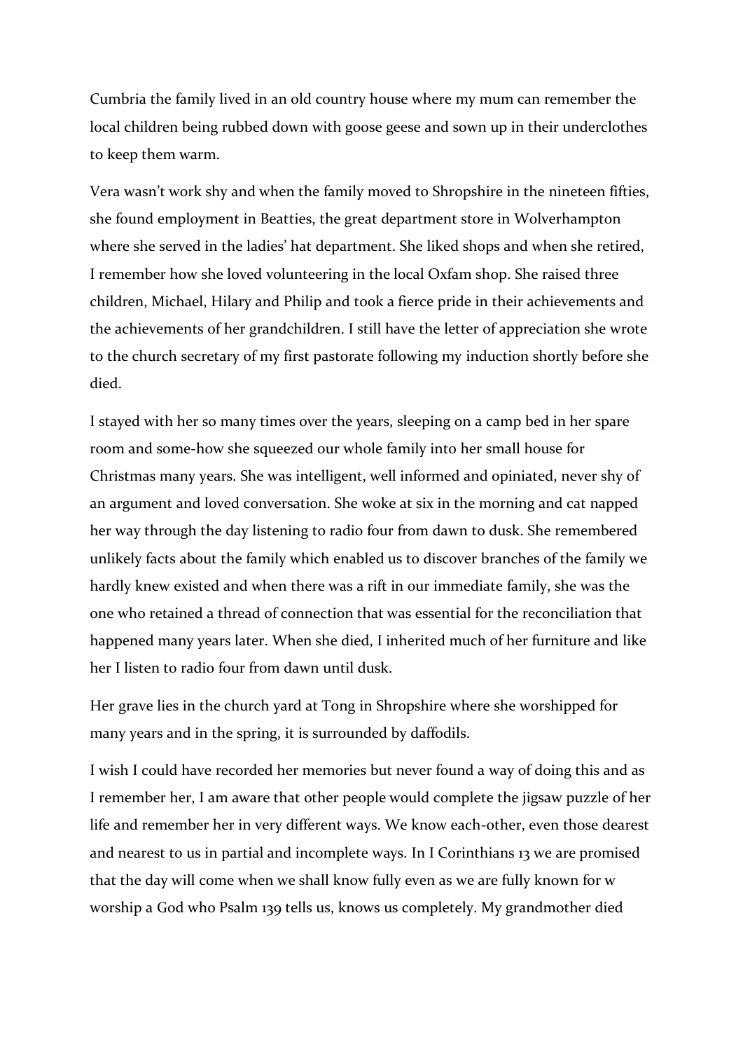Cumbria the family lived in an old country house where my mum can remember the local children being rubbed down with goose geese and sown up in their underclothes to keep them warm.

Vera wasn't work shy and when the family moved to Shropshire in the nineteen fifties, she found employment in Beatties, the great department store in Wolverhampton where she served in the ladies' hat department. She liked shops and when she retired, I remember how she loved volunteering in the local Oxfam shop. She raised three children, Michael, Hilary and Philip and took a fierce pride in their achievements and the achievements of her grandchildren. I still have the letter of appreciation she wrote to the church secretary of my first pastorate following my induction shortly before she died.

I stayed with her so many times over the years, sleeping on a camp bed in her spare room and some-how she squeezed our whole family into her small house for Christmas many years. She was intelligent, well informed and opiniated, never shy of an argument and loved conversation. She woke at six in the morning and cat napped her way through the day listening to radio four from dawn to dusk. She remembered unlikely facts about the family which enabled us to discover branches of the family we hardly knew existed and when there was a rift in our immediate family, she was the one who retained a thread of connection that was essential for the reconciliation that happened many years later. When she died, I inherited much of her furniture and like her I listen to radio four from dawn until dusk.

Her grave lies in the church yard at Tong in Shropshire where she worshipped for many years and in the spring, it is surrounded by daffodils.

I wish I could have recorded her memories but never found a way of doing this and as I remember her, I am aware that other people would complete the jigsaw puzzle of her life and remember her in very different ways. We know each-other, even those dearest and nearest to us in partial and incomplete ways. In I Corinthians 13 we are promised that the day will come when we shall know fully even as we are fully known for w worship a God who Psalm 139 tells us, knows us completely. My grandmother died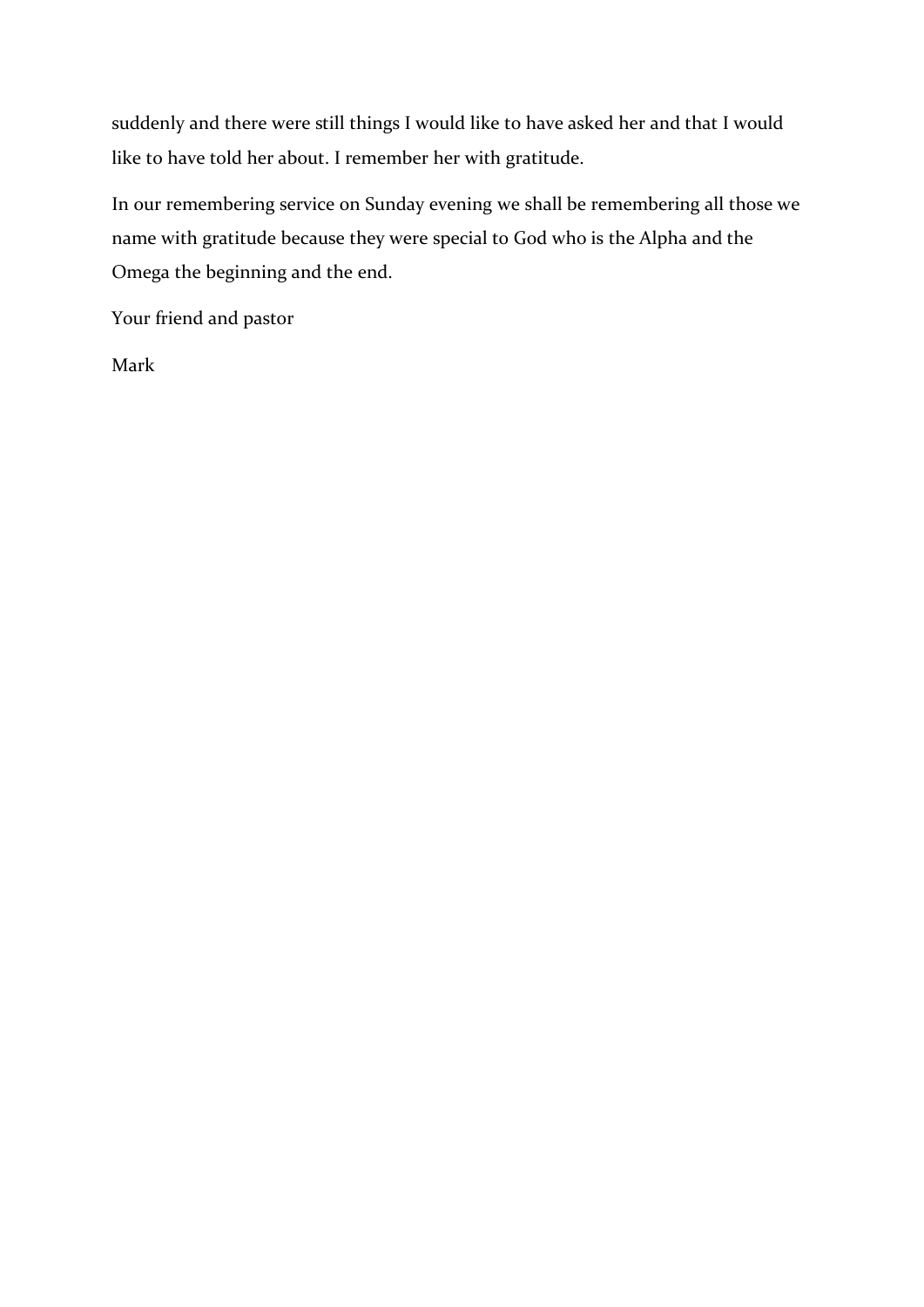suddenly and there were still things I would like to have asked her and that I would like to have told her about. I remember her with gratitude.

In our remembering service on Sunday evening we shall be remembering all those we name with gratitude because they were special to God who is the Alpha and the Omega the beginning and the end.

Your friend and pastor

Mark